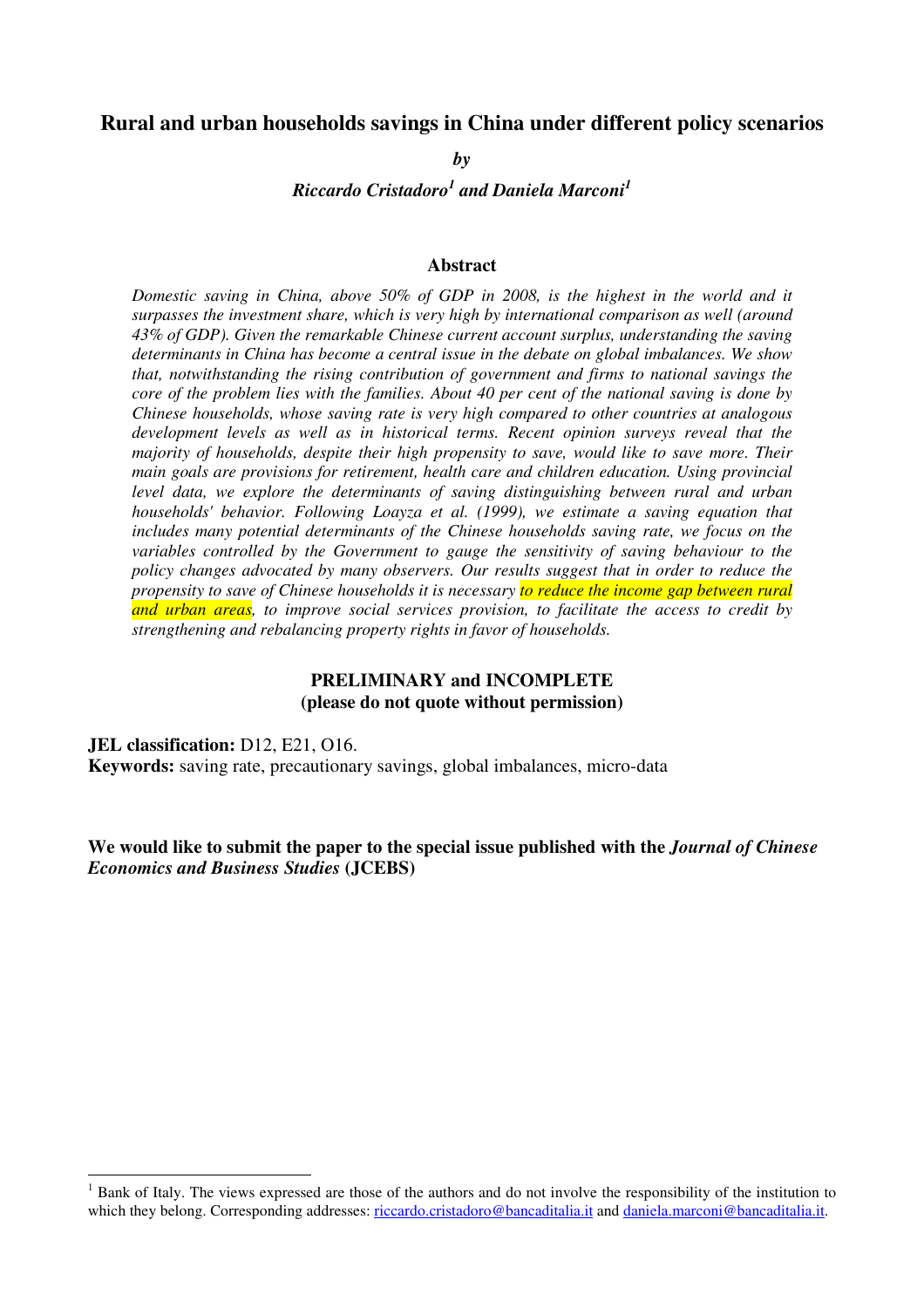# Rural and urban households savings in China under different policy scenarios

***by***

***Riccardo Cristadoro[1] and Daniela Marconi[1]***

## Abstract

*Domestic saving in China, above 50% of GDP in 2008, is the highest in the world and it surpasses the investment share, which is very high by international comparison as well (around 43% of GDP). Given the remarkable Chinese current account surplus, understanding the saving determinants in China has become a central issue in the debate on global imbalances. We show that, notwithstanding the rising contribution of government and firms to national savings the core of the problem lies with the families. About 40 per cent of the national saving is done by Chinese households, whose saving rate is very high compared to other countries at analogous development levels as well as in historical terms. Recent opinion surveys reveal that the majority of households, despite their high propensity to save, would like to save more. Their main goals are provisions for retirement, health care and children education. Using provincial level data, we explore the determinants of saving distinguishing between rural and urban households' behavior. Following Loayza et al. (1999), we estimate a saving equation that includes many potential determinants of the Chinese households saving rate, we focus on the variables controlled by the Government to gauge the sensitivity of saving behaviour to the policy changes advocated by many observers. Our results suggest that in order to reduce the propensity to save of Chinese households it is necessary to reduce the income gap between rural and urban areas, to improve social services provision, to facilitate the access to credit by strengthening and rebalancing property rights in favor of households.*

**PRELIMINARY and INCOMPLETE**
**(please do not quote without permission)**

**JEL classification:** D12, E21, O16.
**Keywords:** saving rate, precautionary savings, global imbalances, micro-data

**We would like to submit the paper to the special issue published with the *Journal of Chinese Economics and Business Studies* (JCEBS)**

---

[1] Bank of Italy. The views expressed are those of the authors and do not involve the responsibility of the institution to which they belong. Corresponding addresses: riccardo.cristadoro@bancaditalia.it and daniela.marconi@bancaditalia.it.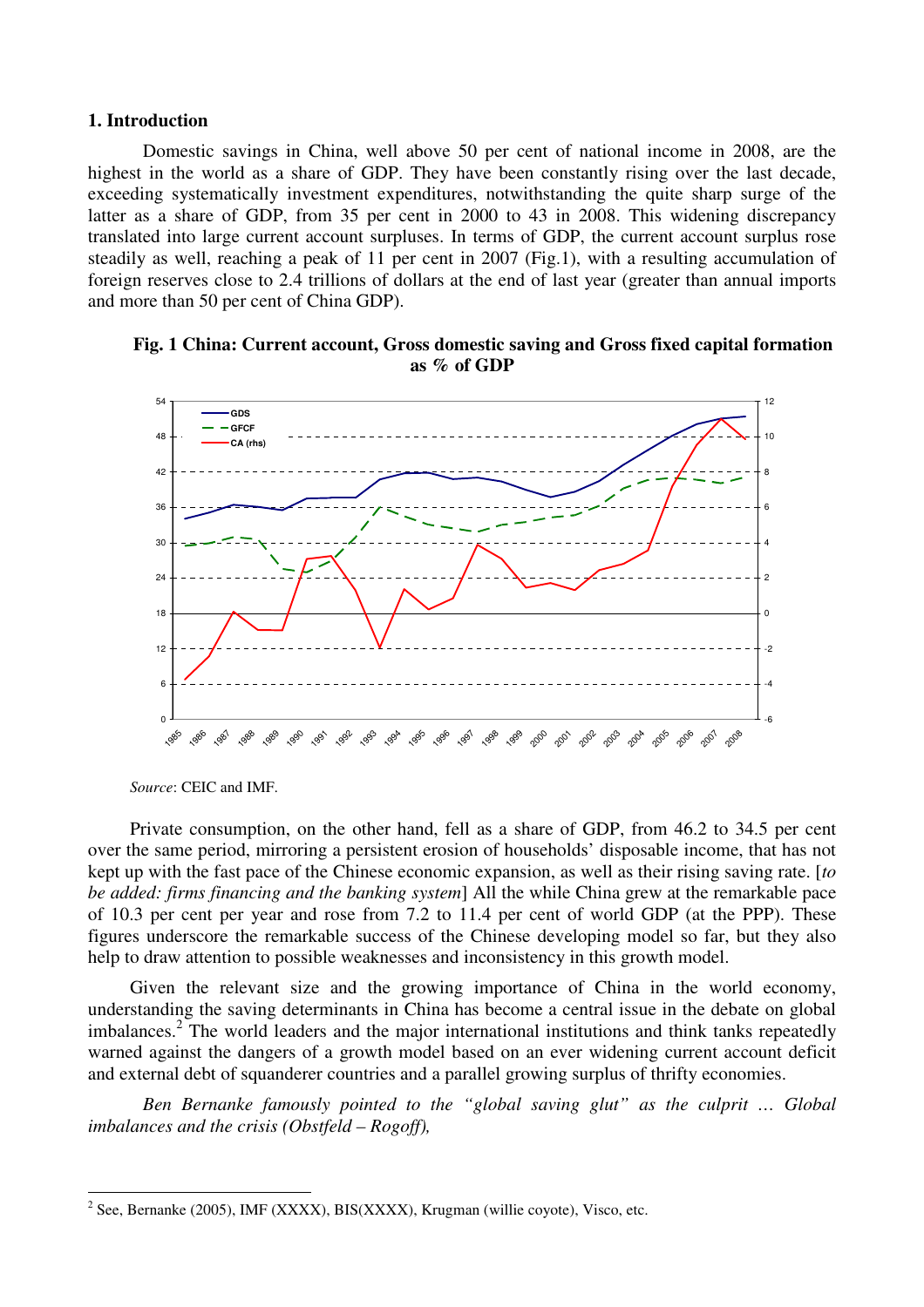## 1. Introduction

Domestic savings in China, well above 50 per cent of national income in 2008, are the highest in the world as a share of GDP. They have been constantly rising over the last decade, exceeding systematically investment expenditures, notwithstanding the quite sharp surge of the latter as a share of GDP, from 35 per cent in 2000 to 43 in 2008. This widening discrepancy translated into large current account surpluses. In terms of GDP, the current account surplus rose steadily as well, reaching a peak of 11 per cent in 2007 (Fig.1), with a resulting accumulation of foreign reserves close to 2.4 trillions of dollars at the end of last year (greater than annual imports and more than 50 per cent of China GDP).

**Fig. 1 China: Current account, Gross domestic saving and Gross fixed capital formation as % of GDP**

*Source*: CEIC and IMF.

Private consumption, on the other hand, fell as a share of GDP, from 46.2 to 34.5 per cent over the same period, mirroring a persistent erosion of households' disposable income, that has not kept up with the fast pace of the Chinese economic expansion, as well as their rising saving rate. [*to be added: firms financing and the banking system*] All the while China grew at the remarkable pace of 10.3 per cent per year and rose from 7.2 to 11.4 per cent of world GDP (at the PPP). These figures underscore the remarkable success of the Chinese developing model so far, but they also help to draw attention to possible weaknesses and inconsistency in this growth model.

Given the relevant size and the growing importance of China in the world economy, understanding the saving determinants in China has become a central issue in the debate on global imbalances.[2] The world leaders and the major international institutions and think tanks repeatedly warned against the dangers of a growth model based on an ever widening current account deficit and external debt of squanderer countries and a parallel growing surplus of thrifty economies.

*Ben Bernanke famously pointed to the "global saving glut" as the culprit … Global imbalances and the crisis (Obstfeld – Rogoff),*

---

[2] See, Bernanke (2005), IMF (XXXX), BIS(XXXX), Krugman (willie coyote), Visco, etc.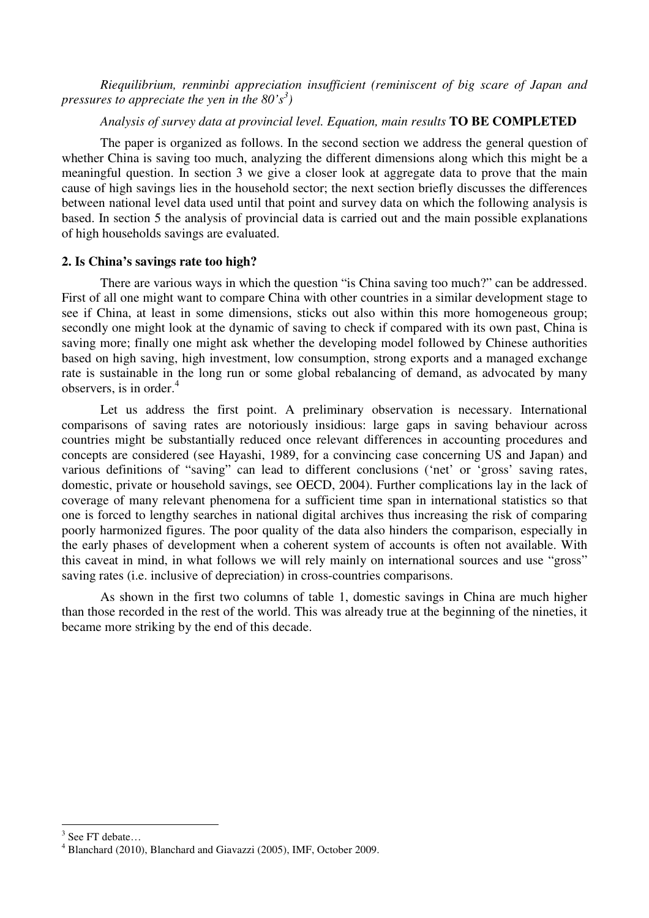*Riequilibrium, renminbi appreciation insufficient (reminiscent of big scare of Japan and pressures to appreciate the yen in the 80's[3])*

*Analysis of survey data at provincial level. Equation, main results* **TO BE COMPLETED**

The paper is organized as follows. In the second section we address the general question of whether China is saving too much, analyzing the different dimensions along which this might be a meaningful question. In section 3 we give a closer look at aggregate data to prove that the main cause of high savings lies in the household sector; the next section briefly discusses the differences between national level data used until that point and survey data on which the following analysis is based. In section 5 the analysis of provincial data is carried out and the main possible explanations of high households savings are evaluated.

## 2. Is China's savings rate too high?

There are various ways in which the question "is China saving too much?" can be addressed. First of all one might want to compare China with other countries in a similar development stage to see if China, at least in some dimensions, sticks out also within this more homogeneous group; secondly one might look at the dynamic of saving to check if compared with its own past, China is saving more; finally one might ask whether the developing model followed by Chinese authorities based on high saving, high investment, low consumption, strong exports and a managed exchange rate is sustainable in the long run or some global rebalancing of demand, as advocated by many observers, is in order.[4]

Let us address the first point. A preliminary observation is necessary. International comparisons of saving rates are notoriously insidious: large gaps in saving behaviour across countries might be substantially reduced once relevant differences in accounting procedures and concepts are considered (see Hayashi, 1989, for a convincing case concerning US and Japan) and various definitions of "saving" can lead to different conclusions ('net' or 'gross' saving rates, domestic, private or household savings, see OECD, 2004). Further complications lay in the lack of coverage of many relevant phenomena for a sufficient time span in international statistics so that one is forced to lengthy searches in national digital archives thus increasing the risk of comparing poorly harmonized figures. The poor quality of the data also hinders the comparison, especially in the early phases of development when a coherent system of accounts is often not available. With this caveat in mind, in what follows we will rely mainly on international sources and use "gross" saving rates (i.e. inclusive of depreciation) in cross-countries comparisons.

As shown in the first two columns of table 1, domestic savings in China are much higher than those recorded in the rest of the world. This was already true at the beginning of the nineties, it became more striking by the end of this decade.

---

[3] See FT debate…

[4] Blanchard (2010), Blanchard and Giavazzi (2005), IMF, October 2009.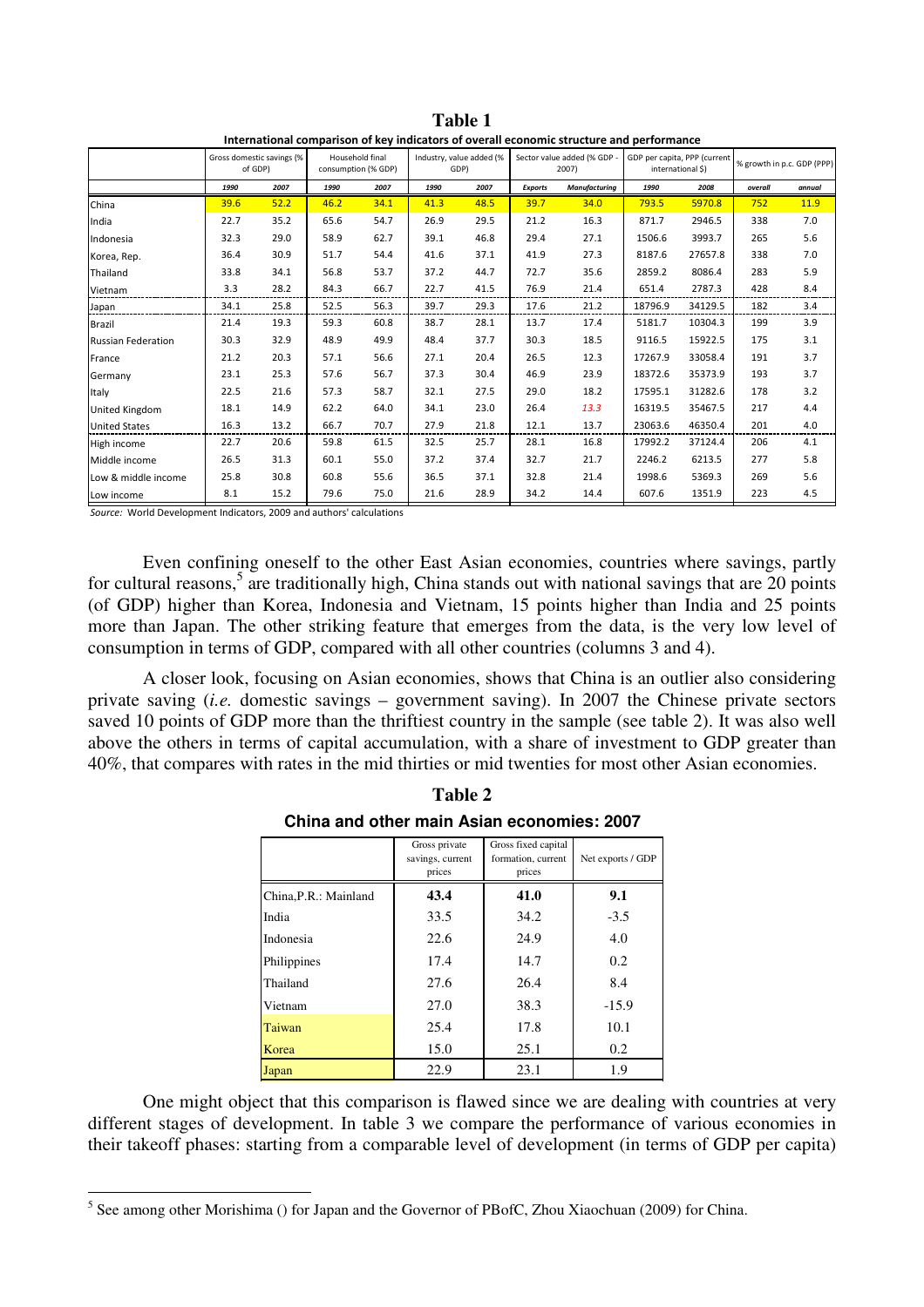**Table 1**

**International comparison of key indicators of overall economic structure and performance**

| | Gross domestic savings (% of GDP) | | Household final consumption (% GDP) | | Industry, value added (% GDP) | | Sector value added (% GDP - 2007) | | GDP per capita, PPP (current international $) | | % growth in p.c. GDP (PPP) | |
|---|---|---|---|---|---|---|---|---|---|---|---|---|
| | *1990* | *2007* | *1990* | *2007* | *1990* | *2007* | *Exports* | *Manufacturing* | *1990* | *2008* | *overall* | *annual* |
| China | 39.6 | 52.2 | 46.2 | 34.1 | 41.3 | 48.5 | 39.7 | 34.0 | 793.5 | 5970.8 | 752 | 11.9 |
| India | 22.7 | 35.2 | 65.6 | 54.7 | 26.9 | 29.5 | 21.2 | 16.3 | 871.7 | 2946.5 | 338 | 7.0 |
| Indonesia | 32.3 | 29.0 | 58.9 | 62.7 | 39.1 | 46.8 | 29.4 | 27.1 | 1506.6 | 3993.7 | 265 | 5.6 |
| Korea, Rep. | 36.4 | 30.9 | 51.7 | 54.4 | 41.6 | 37.1 | 41.9 | 27.3 | 8187.6 | 27657.8 | 338 | 7.0 |
| Thailand | 33.8 | 34.1 | 56.8 | 53.7 | 37.2 | 44.7 | 72.7 | 35.6 | 2859.2 | 8086.4 | 283 | 5.9 |
| Vietnam | 3.3 | 28.2 | 84.3 | 66.7 | 22.7 | 41.5 | 76.9 | 21.4 | 651.4 | 2787.3 | 428 | 8.4 |
| Japan | 34.1 | 25.8 | 52.5 | 56.3 | 39.7 | 29.3 | 17.6 | 21.2 | 18796.9 | 34129.5 | 182 | 3.4 |
| Brazil | 21.4 | 19.3 | 59.3 | 60.8 | 38.7 | 28.1 | 13.7 | 17.4 | 5181.7 | 10304.3 | 199 | 3.9 |
| Russian Federation | 30.3 | 32.9 | 48.9 | 49.9 | 48.4 | 37.7 | 30.3 | 18.5 | 9116.5 | 15922.5 | 175 | 3.1 |
| France | 21.2 | 20.3 | 57.1 | 56.6 | 27.1 | 20.4 | 26.5 | 12.3 | 17267.9 | 33058.4 | 191 | 3.7 |
| Germany | 23.1 | 25.3 | 57.6 | 56.7 | 37.3 | 30.4 | 46.9 | 23.9 | 18372.6 | 35373.9 | 193 | 3.7 |
| Italy | 22.5 | 21.6 | 57.3 | 58.7 | 32.1 | 27.5 | 29.0 | 18.2 | 17595.1 | 31282.6 | 178 | 3.2 |
| United Kingdom | 18.1 | 14.9 | 62.2 | 64.0 | 34.1 | 23.0 | 26.4 | 13.3 | 16319.5 | 35467.5 | 217 | 4.4 |
| United States | 16.3 | 13.2 | 66.7 | 70.7 | 27.9 | 21.8 | 12.1 | 13.7 | 23063.6 | 46350.4 | 201 | 4.0 |
| High income | 22.7 | 20.6 | 59.8 | 61.5 | 32.5 | 25.7 | 28.1 | 16.8 | 17992.2 | 37124.4 | 206 | 4.1 |
| Middle income | 26.5 | 31.3 | 60.1 | 55.0 | 37.2 | 37.4 | 32.7 | 21.7 | 2246.2 | 6213.5 | 277 | 5.8 |
| Low & middle income | 25.8 | 30.8 | 60.8 | 55.6 | 36.5 | 37.1 | 32.8 | 21.4 | 1998.6 | 5369.3 | 269 | 5.6 |
| Low income | 8.1 | 15.2 | 79.6 | 75.0 | 21.6 | 28.9 | 34.2 | 14.4 | 607.6 | 1351.9 | 223 | 4.5 |

*Source:* World Development Indicators, 2009 and authors' calculations

Even confining oneself to the other East Asian economies, countries where savings, partly for cultural reasons,[5] are traditionally high, China stands out with national savings that are 20 points (of GDP) higher than Korea, Indonesia and Vietnam, 15 points higher than India and 25 points more than Japan. The other striking feature that emerges from the data, is the very low level of consumption in terms of GDP, compared with all other countries (columns 3 and 4).

A closer look, focusing on Asian economies, shows that China is an outlier also considering private saving (*i.e.* domestic savings – government saving). In 2007 the Chinese private sectors saved 10 points of GDP more than the thriftiest country in the sample (see table 2). It was also well above the others in terms of capital accumulation, with a share of investment to GDP greater than 40%, that compares with rates in the mid thirties or mid twenties for most other Asian economies.

**Table 2**

**China and other main Asian economies: 2007**

| | Gross private savings, current prices | Gross fixed capital formation, current prices | Net exports / GDP |
|---|---|---|---|
| China,P.R.: Mainland | **43.4** | **41.0** | **9.1** |
| India | 33.5 | 34.2 | -3.5 |
| Indonesia | 22.6 | 24.9 | 4.0 |
| Philippines | 17.4 | 14.7 | 0.2 |
| Thailand | 27.6 | 26.4 | 8.4 |
| Vietnam | 27.0 | 38.3 | -15.9 |
| Taiwan | 25.4 | 17.8 | 10.1 |
| Korea | 15.0 | 25.1 | 0.2 |
| Japan | 22.9 | 23.1 | 1.9 |

One might object that this comparison is flawed since we are dealing with countries at very different stages of development. In table 3 we compare the performance of various economies in their takeoff phases: starting from a comparable level of development (in terms of GDP per capita)

[5] See among other Morishima () for Japan and the Governor of PBofC, Zhou Xiaochuan (2009) for China.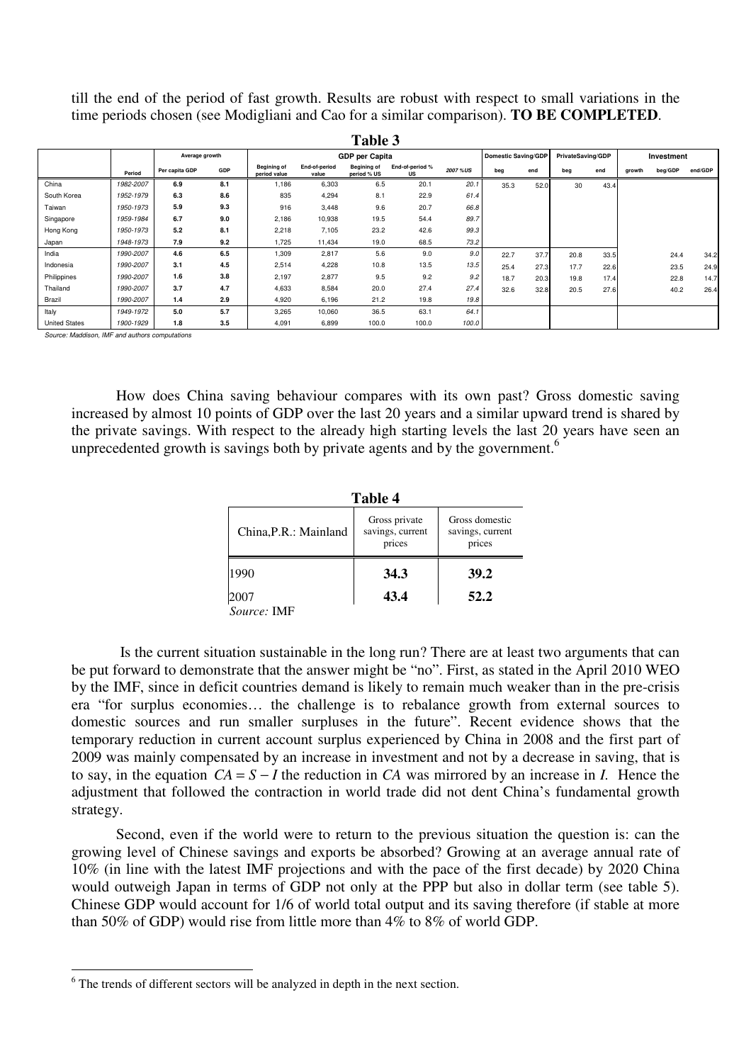till the end of the period of fast growth. Results are robust with respect to small variations in the time periods chosen (see Modigliani and Cao for a similar comparison). **TO BE COMPLETED**.

**Table 3**

| | | Average growth | | GDP per Capita | | | | | Domestic Saving/GDP | | PrivateSaving/GDP | | Investment | | |
|---|---|---|---|---|---|---|---|---|---|---|---|---|---|---|---|
| | Period | Per capita GDP | GDP | Begining of period value | End-of-period value | Begining of period % US | End-of-period % US | 2007 %US | beg | end | beg | end | growth | beg/GDP | end/GDP |
| China | 1982-2007 | 6.9 | 8.1 | 1,186 | 6,303 | 6.5 | 20.1 | 20.1 | 35.3 | 52.0 | 30 | 43.4 | | | |
| South Korea | 1952-1979 | 6.3 | 8.6 | 835 | 4,294 | 8.1 | 22.9 | 61.4 | | | | | | | |
| Taiwan | 1950-1973 | 5.9 | 9.3 | 916 | 3,448 | 9.6 | 20.7 | 66.8 | | | | | | | |
| Singapore | 1959-1984 | 6.7 | 9.0 | 2,186 | 10,938 | 19.5 | 54.4 | 89.7 | | | | | | | |
| Hong Kong | 1950-1973 | 5.2 | 8.1 | 2,218 | 7,105 | 23.2 | 42.6 | 99.3 | | | | | | | |
| Japan | 1948-1973 | 7.9 | 9.2 | 1,725 | 11,434 | 19.0 | 68.5 | 73.2 | | | | | | | |
| India | 1990-2007 | 4.6 | 6.5 | 1,309 | 2,817 | 5.6 | 9.0 | 9.0 | 22.7 | 37.7 | 20.8 | 33.5 | | 24.4 | 34.2 |
| Indonesia | 1990-2007 | 3.1 | 4.5 | 2,514 | 4,228 | 10.8 | 13.5 | 13.5 | 25.4 | 27.3 | 17.7 | 22.6 | | 23.5 | 24.9 |
| Philippines | 1990-2007 | 1.6 | 3.8 | 2,197 | 2,877 | 9.5 | 9.2 | 9.2 | 18.7 | 20.3 | 19.8 | 17.4 | | 22.8 | 14.7 |
| Thailand | 1990-2007 | 3.7 | 4.7 | 4,633 | 8,584 | 20.0 | 27.4 | 27.4 | 32.6 | 32.8 | 20.5 | 27.6 | | 40.2 | 26.4 |
| Brazil | 1990-2007 | 1.4 | 2.9 | 4,920 | 6,196 | 21.2 | 19.8 | 19.8 | | | | | | | |
| Italy | 1949-1972 | 5.0 | 5.7 | 3,265 | 10,060 | 36.5 | 63.1 | 64.1 | | | | | | | |
| United States | 1900-1929 | 1.8 | 3.5 | 4,091 | 6,899 | 100.0 | 100.0 | 100.0 | | | | | | | |

*Source: Maddison, IMF and authors computations*

How does China saving behaviour compares with its own past? Gross domestic saving increased by almost 10 points of GDP over the last 20 years and a similar upward trend is shared by the private savings. With respect to the already high starting levels the last 20 years have seen an unprecedented growth is savings both by private agents and by the government.[6]

**Table 4**

| China,P.R.: Mainland | Gross private savings, current prices | Gross domestic savings, current prices |
|---|---|---|
| 1990 | **34.3** | **39.2** |
| 2007 | **43.4** | **52.2** |

*Source:* IMF

Is the current situation sustainable in the long run? There are at least two arguments that can be put forward to demonstrate that the answer might be "no". First, as stated in the April 2010 WEO by the IMF, since in deficit countries demand is likely to remain much weaker than in the pre-crisis era "for surplus economies… the challenge is to rebalance growth from external sources to domestic sources and run smaller surpluses in the future". Recent evidence shows that the temporary reduction in current account surplus experienced by China in 2008 and the first part of 2009 was mainly compensated by an increase in investment and not by a decrease in saving, that is to say, in the equation $CA = S - I$ the reduction in $CA$ was mirrored by an increase in $I$. Hence the adjustment that followed the contraction in world trade did not dent China's fundamental growth strategy.

Second, even if the world were to return to the previous situation the question is: can the growing level of Chinese savings and exports be absorbed? Growing at an average annual rate of 10% (in line with the latest IMF projections and with the pace of the first decade) by 2020 China would outweigh Japan in terms of GDP not only at the PPP but also in dollar term (see table 5). Chinese GDP would account for 1/6 of world total output and its saving therefore (if stable at more than 50% of GDP) would rise from little more than 4% to 8% of world GDP.

[6] The trends of different sectors will be analyzed in depth in the next section.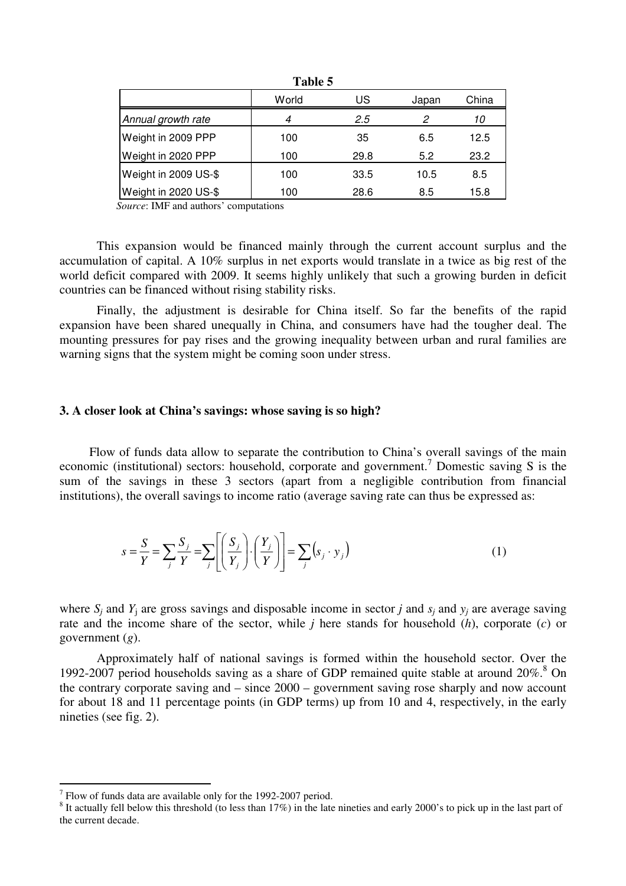**Table 5**

| | World | US | Japan | China |
|---|---|---|---|---|
| *Annual growth rate* | *4* | *2.5* | *2* | *10* |
| Weight in 2009 PPP | 100 | 35 | 6.5 | 12.5 |
| Weight in 2020 PPP | 100 | 29.8 | 5.2 | 23.2 |
| Weight in 2009 US-$ | 100 | 33.5 | 10.5 | 8.5 |
| Weight in 2020 US-$ | 100 | 28.6 | 8.5 | 15.8 |

*Source*: IMF and authors' computations

This expansion would be financed mainly through the current account surplus and the accumulation of capital. A 10% surplus in net exports would translate in a twice as big rest of the world deficit compared with 2009. It seems highly unlikely that such a growing burden in deficit countries can be financed without rising stability risks.

Finally, the adjustment is desirable for China itself. So far the benefits of the rapid expansion have been shared unequally in China, and consumers have had the tougher deal. The mounting pressures for pay rises and the growing inequality between urban and rural families are warning signs that the system might be coming soon under stress.

### 3. A closer look at China's savings: whose saving is so high?

Flow of funds data allow to separate the contribution to China's overall savings of the main economic (institutional) sectors: household, corporate and government.[7] Domestic saving S is the sum of the savings in these 3 sectors (apart from a negligible contribution from financial institutions), the overall savings to income ratio (average saving rate can thus be expressed as:

$$s = \frac{S}{Y} = \sum_j \frac{S_j}{Y} = \sum_j \left[ \left( \frac{S_j}{Y_j} \right) \cdot \left( \frac{Y_j}{Y} \right) \right] = \sum_j \left( s_j \cdot y_j \right) \tag{1}$$

where $S_j$ and $Y_j$ are gross savings and disposable income in sector *j* and $s_j$ and $y_j$ are average saving rate and the income share of the sector, while *j* here stands for household (*h*), corporate (*c*) or government (*g*).

Approximately half of national savings is formed within the household sector. Over the 1992-2007 period households saving as a share of GDP remained quite stable at around 20%.[8] On the contrary corporate saving and – since 2000 – government saving rose sharply and now account for about 18 and 11 percentage points (in GDP terms) up from 10 and 4, respectively, in the early nineties (see fig. 2).

---

[7] Flow of funds data are available only for the 1992-2007 period.

[8] It actually fell below this threshold (to less than 17%) in the late nineties and early 2000's to pick up in the last part of the current decade.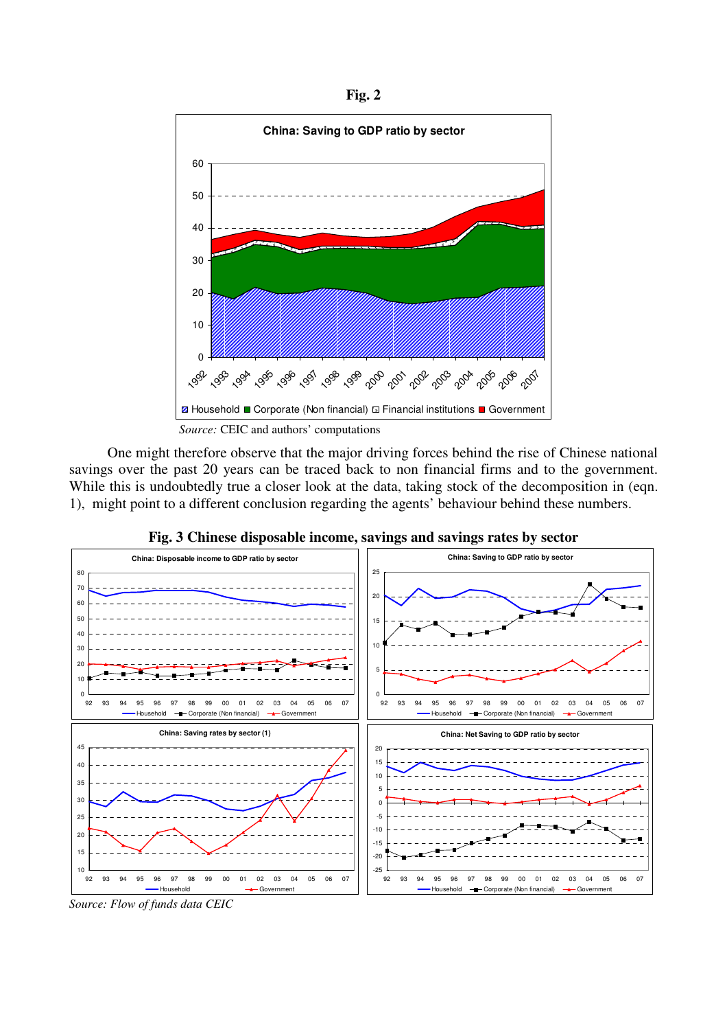**Fig. 2**

*Source:* CEIC and authors' computations

One might therefore observe that the major driving forces behind the rise of Chinese national savings over the past 20 years can be traced back to non financial firms and to the government. While this is undoubtedly true a closer look at the data, taking stock of the decomposition in (eqn. 1), might point to a different conclusion regarding the agents' behaviour behind these numbers.

**Fig. 3 Chinese disposable income, savings and savings rates by sector**

*Source: Flow of funds data CEIC*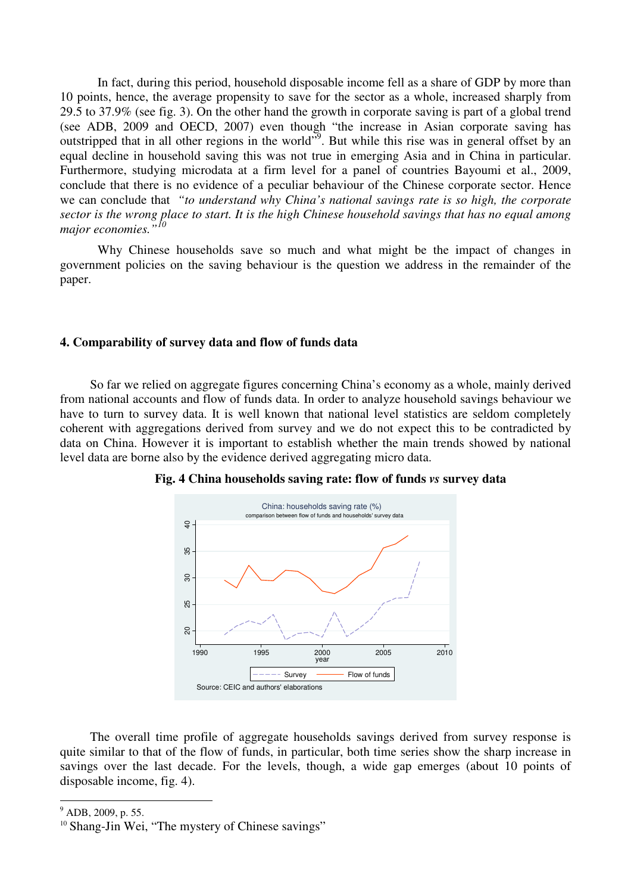In fact, during this period, household disposable income fell as a share of GDP by more than 10 points, hence, the average propensity to save for the sector as a whole, increased sharply from 29.5 to 37.9% (see fig. 3). On the other hand the growth in corporate saving is part of a global trend (see ADB, 2009 and OECD, 2007) even though "the increase in Asian corporate saving has outstripped that in all other regions in the world"[9]. But while this rise was in general offset by an equal decline in household saving this was not true in emerging Asia and in China in particular. Furthermore, studying microdata at a firm level for a panel of countries Bayoumi et al., 2009, conclude that there is no evidence of a peculiar behaviour of the Chinese corporate sector. Hence we can conclude that *"to understand why China's national savings rate is so high, the corporate sector is the wrong place to start. It is the high Chinese household savings that has no equal among major economies."*[10]

Why Chinese households save so much and what might be the impact of changes in government policies on the saving behaviour is the question we address in the remainder of the paper.

## 4. Comparability of survey data and flow of funds data

So far we relied on aggregate figures concerning China's economy as a whole, mainly derived from national accounts and flow of funds data. In order to analyze household savings behaviour we have to turn to survey data. It is well known that national level statistics are seldom completely coherent with aggregations derived from survey and we do not expect this to be contradicted by data on China. However it is important to establish whether the main trends showed by national level data are borne also by the evidence derived aggregating micro data.

**Fig. 4 China households saving rate: flow of funds *vs* survey data**

Source: CEIC and authors' elaborations

The overall time profile of aggregate households savings derived from survey response is quite similar to that of the flow of funds, in particular, both time series show the sharp increase in savings over the last decade. For the levels, though, a wide gap emerges (about 10 points of disposable income, fig. 4).

[9] ADB, 2009, p. 55.

[10] Shang-Jin Wei, "The mystery of Chinese savings"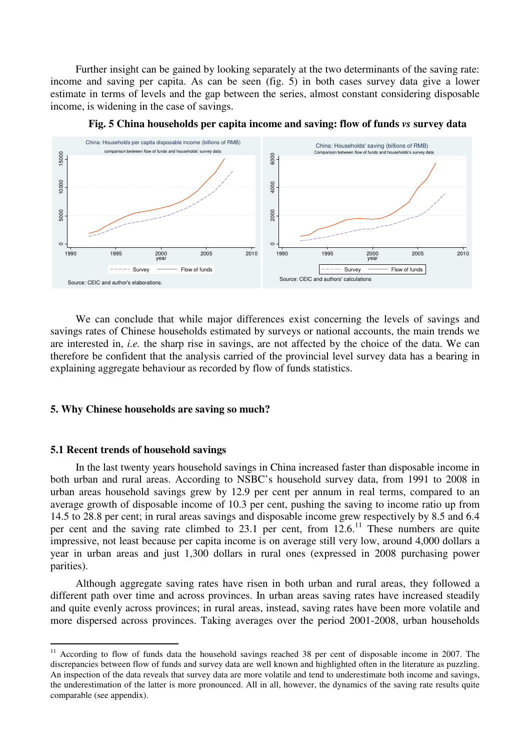Further insight can be gained by looking separately at the two determinants of the saving rate: income and saving per capita. As can be seen (fig. 5) in both cases survey data give a lower estimate in terms of levels and the gap between the series, almost constant considering disposable income, is widening in the case of savings.

**Fig. 5 China households per capita income and saving: flow of funds *vs* survey data**

We can conclude that while major differences exist concerning the levels of savings and savings rates of Chinese households estimated by surveys or national accounts, the main trends we are interested in, *i.e.* the sharp rise in savings, are not affected by the choice of the data. We can therefore be confident that the analysis carried of the provincial level survey data has a bearing in explaining aggregate behaviour as recorded by flow of funds statistics.

## 5. Why Chinese households are saving so much?

### 5.1 Recent trends of household savings

In the last twenty years household savings in China increased faster than disposable income in both urban and rural areas. According to NSBC's household survey data, from 1991 to 2008 in urban areas household savings grew by 12.9 per cent per annum in real terms, compared to an average growth of disposable income of 10.3 per cent, pushing the saving to income ratio up from 14.5 to 28.8 per cent; in rural areas savings and disposable income grew respectively by 8.5 and 6.4 per cent and the saving rate climbed to 23.1 per cent, from 12.6.[11] These numbers are quite impressive, not least because per capita income is on average still very low, around 4,000 dollars a year in urban areas and just 1,300 dollars in rural ones (expressed in 2008 purchasing power parities).

Although aggregate saving rates have risen in both urban and rural areas, they followed a different path over time and across provinces. In urban areas saving rates have increased steadily and quite evenly across provinces; in rural areas, instead, saving rates have been more volatile and more dispersed across provinces. Taking averages over the period 2001-2008, urban households

[11] According to flow of funds data the household savings reached 38 per cent of disposable income in 2007. The discrepancies between flow of funds and survey data are well known and highlighted often in the literature as puzzling. An inspection of the data reveals that survey data are more volatile and tend to underestimate both income and savings, the underestimation of the latter is more pronounced. All in all, however, the dynamics of the saving rate results quite comparable (see appendix).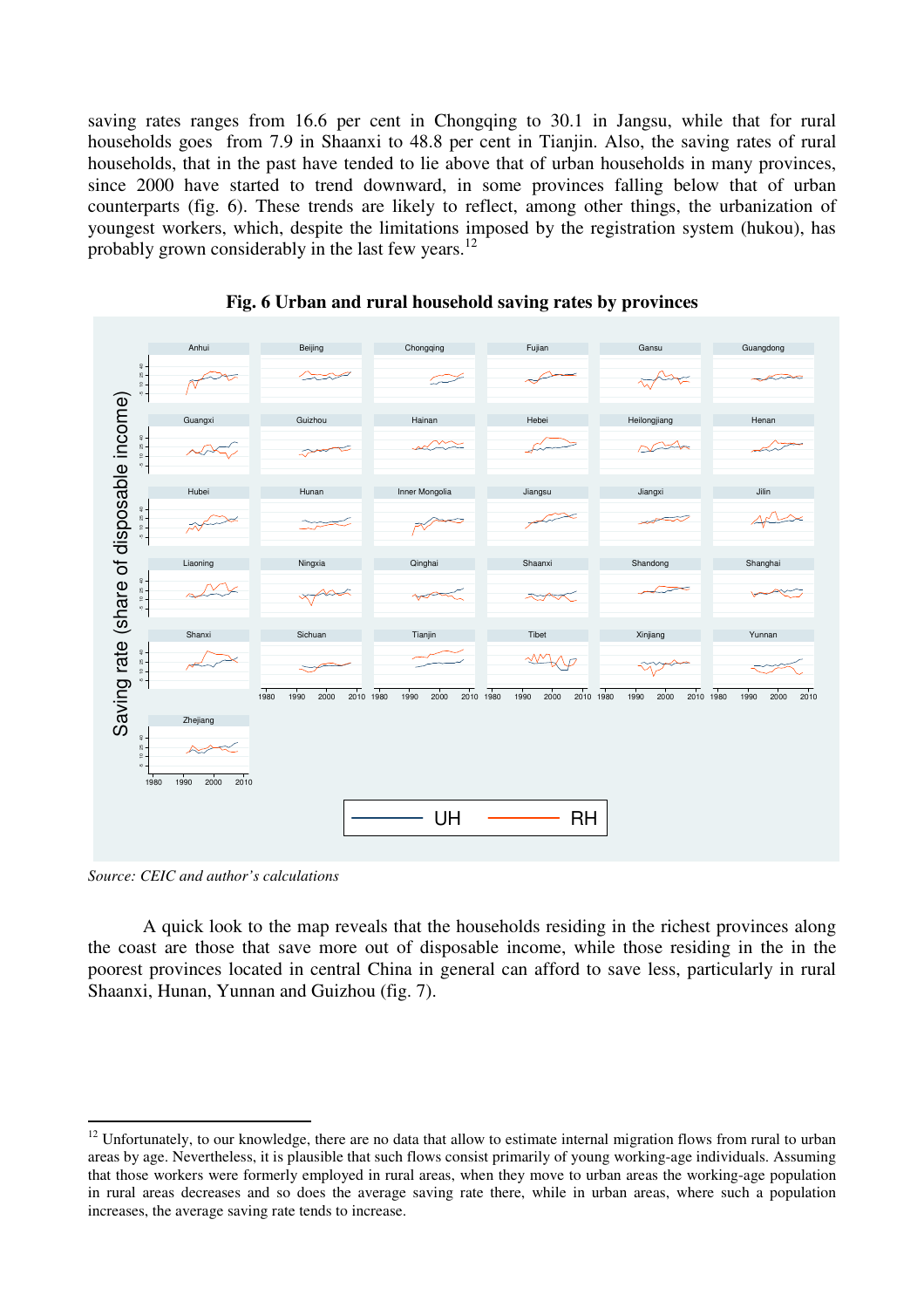saving rates ranges from 16.6 per cent in Chongqing to 30.1 in Jangsu, while that for rural households goes from 7.9 in Shaanxi to 48.8 per cent in Tianjin. Also, the saving rates of rural households, that in the past have tended to lie above that of urban households in many provinces, since 2000 have started to trend downward, in some provinces falling below that of urban counterparts (fig. 6). These trends are likely to reflect, among other things, the urbanization of youngest workers, which, despite the limitations imposed by the registration system (hukou), has probably grown considerably in the last few years.[12]

**Fig. 6 Urban and rural household saving rates by provinces**

*Source: CEIC and author's calculations*

A quick look to the map reveals that the households residing in the richest provinces along the coast are those that save more out of disposable income, while those residing in the in the poorest provinces located in central China in general can afford to save less, particularly in rural Shaanxi, Hunan, Yunnan and Guizhou (fig. 7).

---

[12] Unfortunately, to our knowledge, there are no data that allow to estimate internal migration flows from rural to urban areas by age. Nevertheless, it is plausible that such flows consist primarily of young working-age individuals. Assuming that those workers were formerly employed in rural areas, when they move to urban areas the working-age population in rural areas decreases and so does the average saving rate there, while in urban areas, where such a population increases, the average saving rate tends to increase.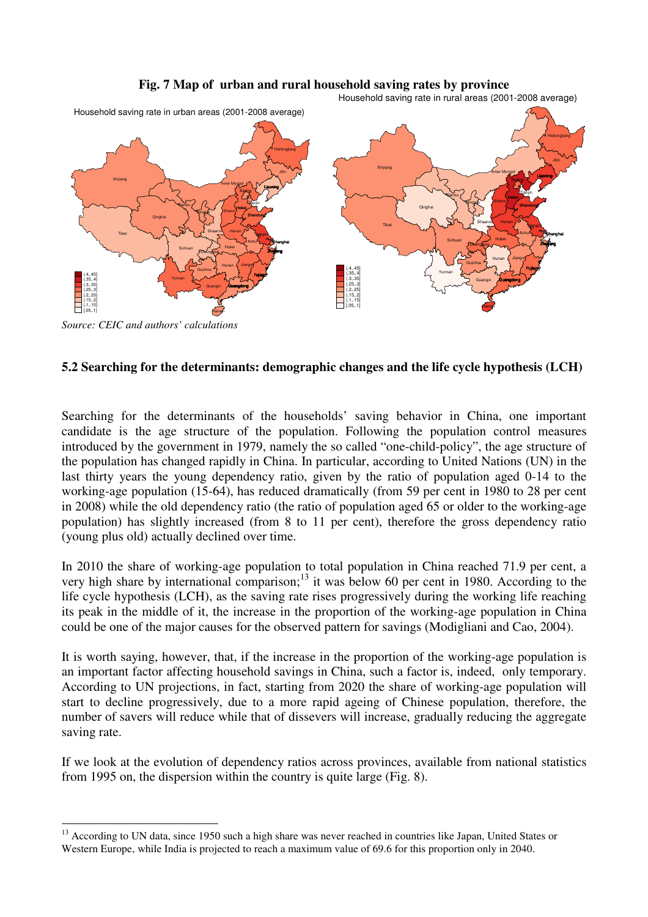**Fig. 7 Map of urban and rural household saving rates by province**

*Source: CEIC and authors' calculations*

### 5.2 Searching for the determinants: demographic changes and the life cycle hypothesis (LCH)

Searching for the determinants of the households' saving behavior in China, one important candidate is the age structure of the population. Following the population control measures introduced by the government in 1979, namely the so called "one-child-policy", the age structure of the population has changed rapidly in China. In particular, according to United Nations (UN) in the last thirty years the young dependency ratio, given by the ratio of population aged 0-14 to the working-age population (15-64), has reduced dramatically (from 59 per cent in 1980 to 28 per cent in 2008) while the old dependency ratio (the ratio of population aged 65 or older to the working-age population) has slightly increased (from 8 to 11 per cent), therefore the gross dependency ratio (young plus old) actually declined over time.

In 2010 the share of working-age population to total population in China reached 71.9 per cent, a very high share by international comparison;[13] it was below 60 per cent in 1980. According to the life cycle hypothesis (LCH), as the saving rate rises progressively during the working life reaching its peak in the middle of it, the increase in the proportion of the working-age population in China could be one of the major causes for the observed pattern for savings (Modigliani and Cao, 2004).

It is worth saying, however, that, if the increase in the proportion of the working-age population is an important factor affecting household savings in China, such a factor is, indeed, only temporary. According to UN projections, in fact, starting from 2020 the share of working-age population will start to decline progressively, due to a more rapid ageing of Chinese population, therefore, the number of savers will reduce while that of dissevers will increase, gradually reducing the aggregate saving rate.

If we look at the evolution of dependency ratios across provinces, available from national statistics from 1995 on, the dispersion within the country is quite large (Fig. 8).

---

[13] According to UN data, since 1950 such a high share was never reached in countries like Japan, United States or Western Europe, while India is projected to reach a maximum value of 69.6 for this proportion only in 2040.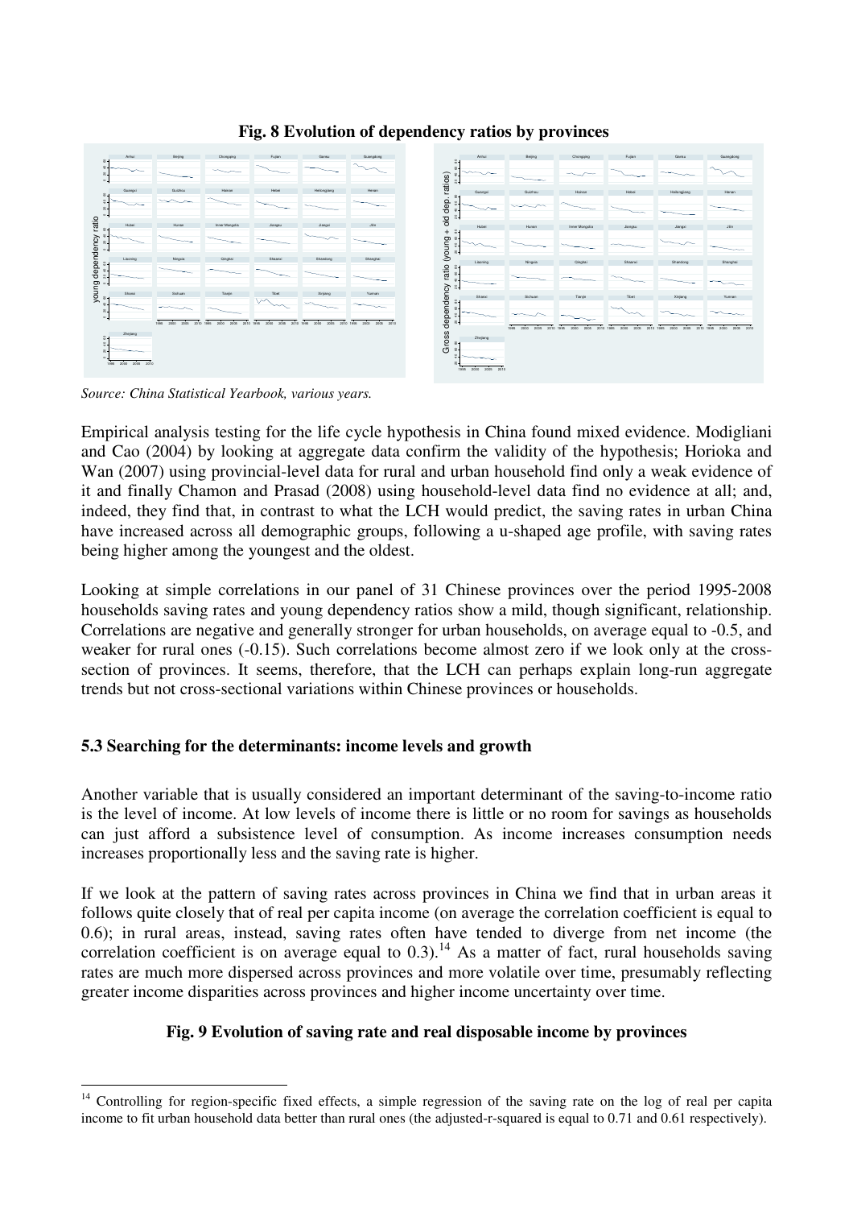**Fig. 8 Evolution of dependency ratios by provinces**

*Source: China Statistical Yearbook, various years.*

Empirical analysis testing for the life cycle hypothesis in China found mixed evidence. Modigliani and Cao (2004) by looking at aggregate data confirm the validity of the hypothesis; Horioka and Wan (2007) using provincial-level data for rural and urban household find only a weak evidence of it and finally Chamon and Prasad (2008) using household-level data find no evidence at all; and, indeed, they find that, in contrast to what the LCH would predict, the saving rates in urban China have increased across all demographic groups, following a u-shaped age profile, with saving rates being higher among the youngest and the oldest.

Looking at simple correlations in our panel of 31 Chinese provinces over the period 1995-2008 households saving rates and young dependency ratios show a mild, though significant, relationship. Correlations are negative and generally stronger for urban households, on average equal to -0.5, and weaker for rural ones (-0.15). Such correlations become almost zero if we look only at the cross-section of provinces. It seems, therefore, that the LCH can perhaps explain long-run aggregate trends but not cross-sectional variations within Chinese provinces or households.

### 5.3 Searching for the determinants: income levels and growth

Another variable that is usually considered an important determinant of the saving-to-income ratio is the level of income. At low levels of income there is little or no room for savings as households can just afford a subsistence level of consumption. As income increases consumption needs increases proportionally less and the saving rate is higher.

If we look at the pattern of saving rates across provinces in China we find that in urban areas it follows quite closely that of real per capita income (on average the correlation coefficient is equal to 0.6); in rural areas, instead, saving rates often have tended to diverge from net income (the correlation coefficient is on average equal to 0.3).[14] As a matter of fact, rural households saving rates are much more dispersed across provinces and more volatile over time, presumably reflecting greater income disparities across provinces and higher income uncertainty over time.

**Fig. 9 Evolution of saving rate and real disposable income by provinces**

---

[14] Controlling for region-specific fixed effects, a simple regression of the saving rate on the log of real per capita income to fit urban household data better than rural ones (the adjusted-r-squared is equal to 0.71 and 0.61 respectively).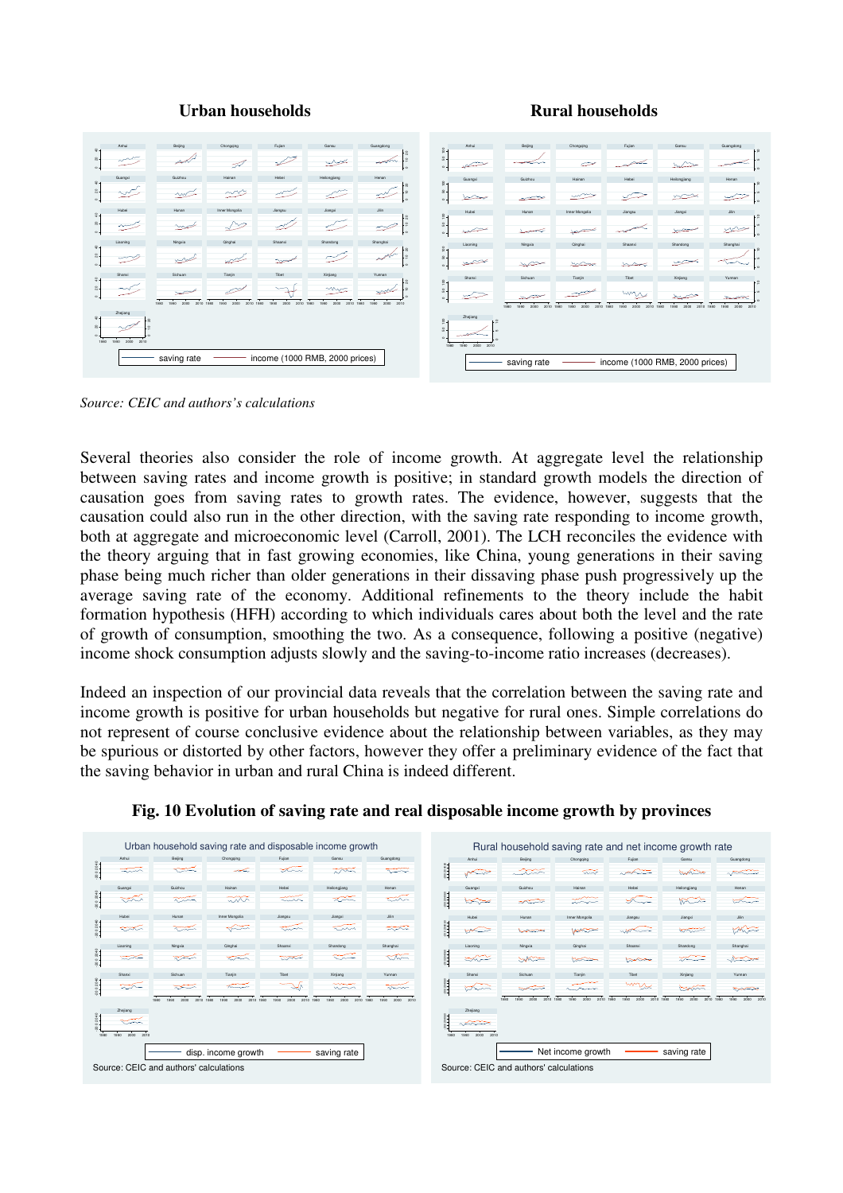**Urban households** **Rural households**

*Source: CEIC and authors's calculations*

Several theories also consider the role of income growth. At aggregate level the relationship between saving rates and income growth is positive; in standard growth models the direction of causation goes from saving rates to growth rates. The evidence, however, suggests that the causation could also run in the other direction, with the saving rate responding to income growth, both at aggregate and microeconomic level (Carroll, 2001). The LCH reconciles the evidence with the theory arguing that in fast growing economies, like China, young generations in their saving phase being much richer than older generations in their dissaving phase push progressively up the average saving rate of the economy. Additional refinements to the theory include the habit formation hypothesis (HFH) according to which individuals cares about both the level and the rate of growth of consumption, smoothing the two. As a consequence, following a positive (negative) income shock consumption adjusts slowly and the saving-to-income ratio increases (decreases).

Indeed an inspection of our provincial data reveals that the correlation between the saving rate and income growth is positive for urban households but negative for rural ones. Simple correlations do not represent of course conclusive evidence about the relationship between variables, as they may be spurious or distorted by other factors, however they offer a preliminary evidence of the fact that the saving behavior in urban and rural China is indeed different.

**Fig. 10 Evolution of saving rate and real disposable income growth by provinces**

Source: CEIC and authors' calculations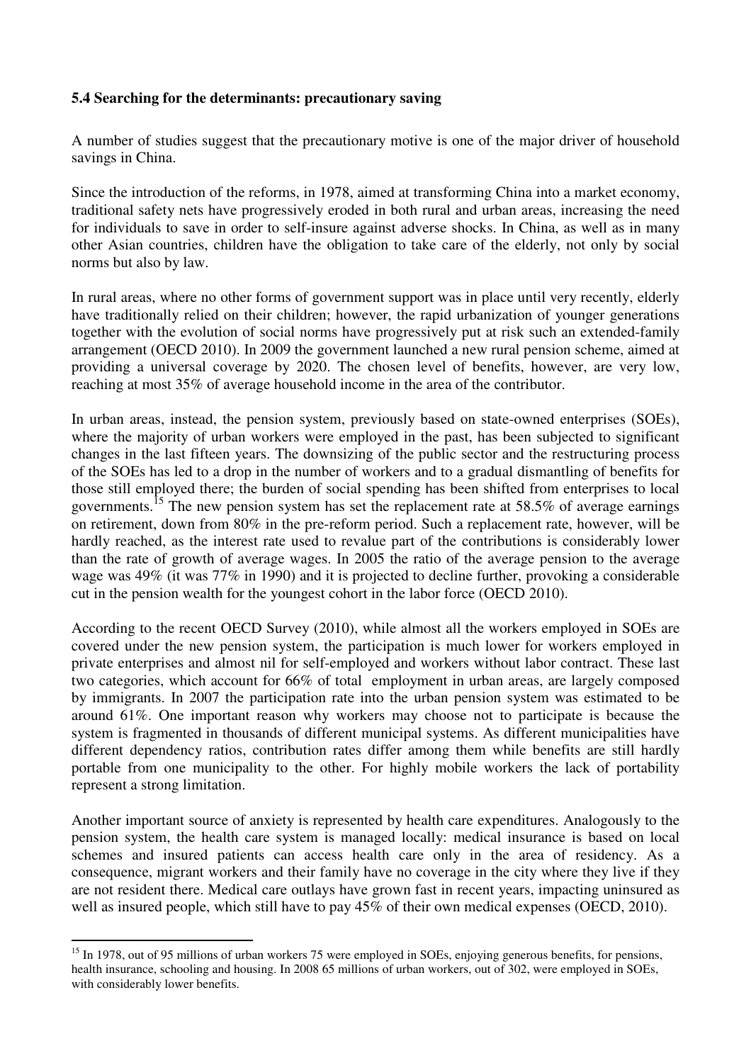### 5.4 Searching for the determinants: precautionary saving

A number of studies suggest that the precautionary motive is one of the major driver of household savings in China.

Since the introduction of the reforms, in 1978, aimed at transforming China into a market economy, traditional safety nets have progressively eroded in both rural and urban areas, increasing the need for individuals to save in order to self-insure against adverse shocks. In China, as well as in many other Asian countries, children have the obligation to take care of the elderly, not only by social norms but also by law.

In rural areas, where no other forms of government support was in place until very recently, elderly have traditionally relied on their children; however, the rapid urbanization of younger generations together with the evolution of social norms have progressively put at risk such an extended-family arrangement (OECD 2010). In 2009 the government launched a new rural pension scheme, aimed at providing a universal coverage by 2020. The chosen level of benefits, however, are very low, reaching at most 35% of average household income in the area of the contributor.

In urban areas, instead, the pension system, previously based on state-owned enterprises (SOEs), where the majority of urban workers were employed in the past, has been subjected to significant changes in the last fifteen years. The downsizing of the public sector and the restructuring process of the SOEs has led to a drop in the number of workers and to a gradual dismantling of benefits for those still employed there; the burden of social spending has been shifted from enterprises to local governments.[15] The new pension system has set the replacement rate at 58.5% of average earnings on retirement, down from 80% in the pre-reform period. Such a replacement rate, however, will be hardly reached, as the interest rate used to revalue part of the contributions is considerably lower than the rate of growth of average wages. In 2005 the ratio of the average pension to the average wage was 49% (it was 77% in 1990) and it is projected to decline further, provoking a considerable cut in the pension wealth for the youngest cohort in the labor force (OECD 2010).

According to the recent OECD Survey (2010), while almost all the workers employed in SOEs are covered under the new pension system, the participation is much lower for workers employed in private enterprises and almost nil for self-employed and workers without labor contract. These last two categories, which account for 66% of total employment in urban areas, are largely composed by immigrants. In 2007 the participation rate into the urban pension system was estimated to be around 61%. One important reason why workers may choose not to participate is because the system is fragmented in thousands of different municipal systems. As different municipalities have different dependency ratios, contribution rates differ among them while benefits are still hardly portable from one municipality to the other. For highly mobile workers the lack of portability represent a strong limitation.

Another important source of anxiety is represented by health care expenditures. Analogously to the pension system, the health care system is managed locally: medical insurance is based on local schemes and insured patients can access health care only in the area of residency. As a consequence, migrant workers and their family have no coverage in the city where they live if they are not resident there. Medical care outlays have grown fast in recent years, impacting uninsured as well as insured people, which still have to pay 45% of their own medical expenses (OECD, 2010).

[15] In 1978, out of 95 millions of urban workers 75 were employed in SOEs, enjoying generous benefits, for pensions, health insurance, schooling and housing. In 2008 65 millions of urban workers, out of 302, were employed in SOEs, with considerably lower benefits.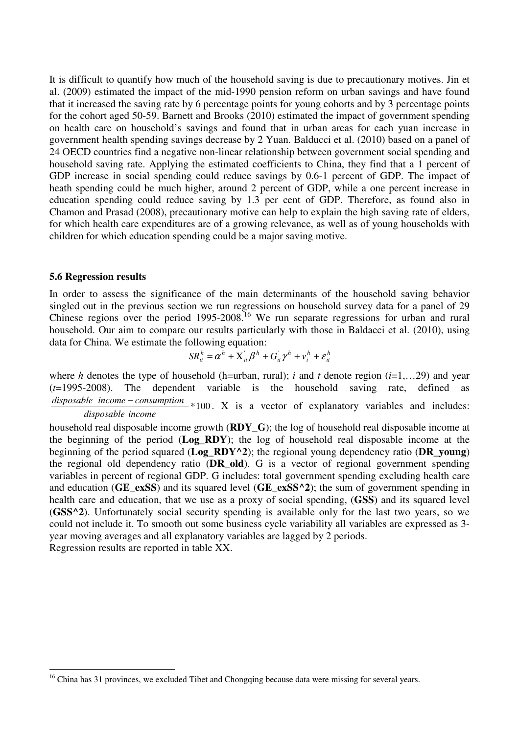It is difficult to quantify how much of the household saving is due to precautionary motives. Jin et al. (2009) estimated the impact of the mid-1990 pension reform on urban savings and have found that it increased the saving rate by 6 percentage points for young cohorts and by 3 percentage points for the cohort aged 50-59. Barnett and Brooks (2010) estimated the impact of government spending on health care on household's savings and found that in urban areas for each yuan increase in government health spending savings decrease by 2 Yuan. Balducci et al. (2010) based on a panel of 24 OECD countries find a negative non-linear relationship between government social spending and household saving rate. Applying the estimated coefficients to China, they find that a 1 percent of GDP increase in social spending could reduce savings by 0.6-1 percent of GDP. The impact of heath spending could be much higher, around 2 percent of GDP, while a one percent increase in education spending could reduce saving by 1.3 per cent of GDP. Therefore, as found also in Chamon and Prasad (2008), precautionary motive can help to explain the high saving rate of elders, for which health care expenditures are of a growing relevance, as well as of young households with children for which education spending could be a major saving motive.

### 5.6 Regression results

In order to assess the significance of the main determinants of the household saving behavior singled out in the previous section we run regressions on household survey data for a panel of 29 Chinese regions over the period 1995-2008.[16] We run separate regressions for urban and rural household. Our aim to compare our results particularly with those in Baldacci et al. (2010), using data for China. We estimate the following equation:

$$SR_{it}^{h} = \alpha^{h} + X_{it}^{'}\beta^{h} + G_{it}^{'}\gamma^{h} + v_{i}^{h} + \varepsilon_{it}^{h}$$

where $h$ denotes the type of household (h=urban, rural); $i$ and $t$ denote region ($i$=1,…29) and year ($t$=1995-2008). The dependent variable is the household saving rate, defined as $\frac{disposable\ \ income - consumption}{disposable\ \ income} * 100$. X is a vector of explanatory variables and includes: household real disposable income growth (**RDY_G**); the log of household real disposable income at the beginning of the period (**Log_RDY**); the log of household real disposable income at the beginning of the period squared (**Log_RDY^2**); the regional young dependency ratio (**DR_young**) the regional old dependency ratio (**DR_old**). G is a vector of regional government spending variables in percent of regional GDP. G includes: total government spending excluding health care and education (**GE_exSS**) and its squared level (**GE_exSS^2**); the sum of government spending in health care and education, that we use as a proxy of social spending, (**GSS**) and its squared level (**GSS^2**). Unfortunately social security spending is available only for the last two years, so we could not include it. To smooth out some business cycle variability all variables are expressed as 3-year moving averages and all explanatory variables are lagged by 2 periods.
Regression results are reported in table XX.

---

[16] China has 31 provinces, we excluded Tibet and Chongqing because data were missing for several years.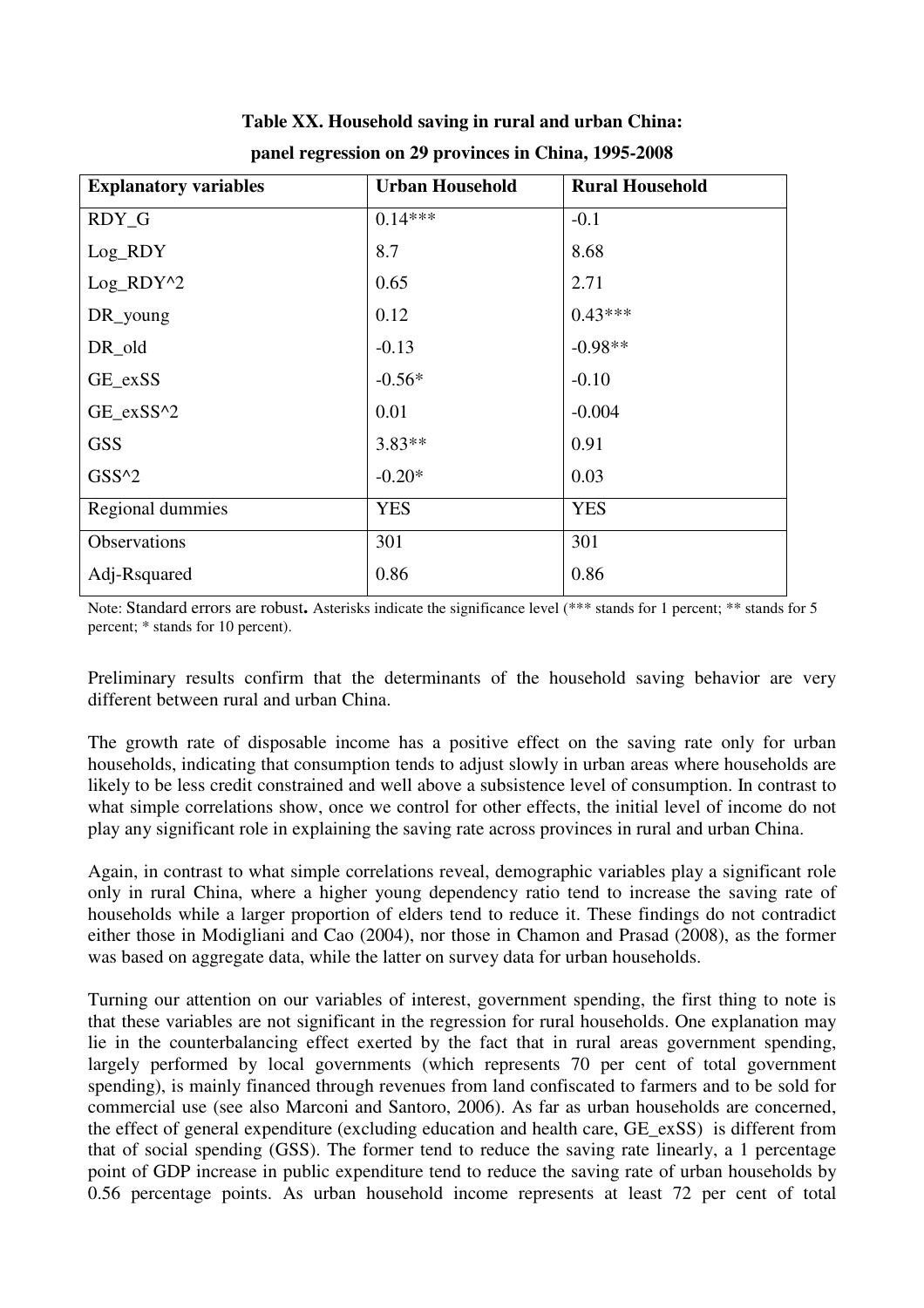**Table XX. Household saving in rural and urban China: panel regression on 29 provinces in China, 1995-2008**

| Explanatory variables | Urban Household | Rural Household |
|---|---|---|
| RDY_G | 0.14*** | -0.1 |
| Log_RDY | 8.7 | 8.68 |
| Log_RDY^2 | 0.65 | 2.71 |
| DR_young | 0.12 | 0.43*** |
| DR_old | -0.13 | -0.98** |
| GE_exSS | -0.56* | -0.10 |
| GE_exSS^2 | 0.01 | -0.004 |
| GSS | 3.83** | 0.91 |
| GSS^2 | -0.20* | 0.03 |
| Regional dummies | YES | YES |
| Observations | 301 | 301 |
| Adj-Rsquared | 0.86 | 0.86 |

Note: Standard errors are robust**.** Asterisks indicate the significance level (*** stands for 1 percent; ** stands for 5 percent; * stands for 10 percent).

Preliminary results confirm that the determinants of the household saving behavior are very different between rural and urban China.

The growth rate of disposable income has a positive effect on the saving rate only for urban households, indicating that consumption tends to adjust slowly in urban areas where households are likely to be less credit constrained and well above a subsistence level of consumption. In contrast to what simple correlations show, once we control for other effects, the initial level of income do not play any significant role in explaining the saving rate across provinces in rural and urban China.

Again, in contrast to what simple correlations reveal, demographic variables play a significant role only in rural China, where a higher young dependency ratio tend to increase the saving rate of households while a larger proportion of elders tend to reduce it. These findings do not contradict either those in Modigliani and Cao (2004), nor those in Chamon and Prasad (2008), as the former was based on aggregate data, while the latter on survey data for urban households.

Turning our attention on our variables of interest, government spending, the first thing to note is that these variables are not significant in the regression for rural households. One explanation may lie in the counterbalancing effect exerted by the fact that in rural areas government spending, largely performed by local governments (which represents 70 per cent of total government spending), is mainly financed through revenues from land confiscated to farmers and to be sold for commercial use (see also Marconi and Santoro, 2006). As far as urban households are concerned, the effect of general expenditure (excluding education and health care, GE_exSS) is different from that of social spending (GSS). The former tend to reduce the saving rate linearly, a 1 percentage point of GDP increase in public expenditure tend to reduce the saving rate of urban households by 0.56 percentage points. As urban household income represents at least 72 per cent of total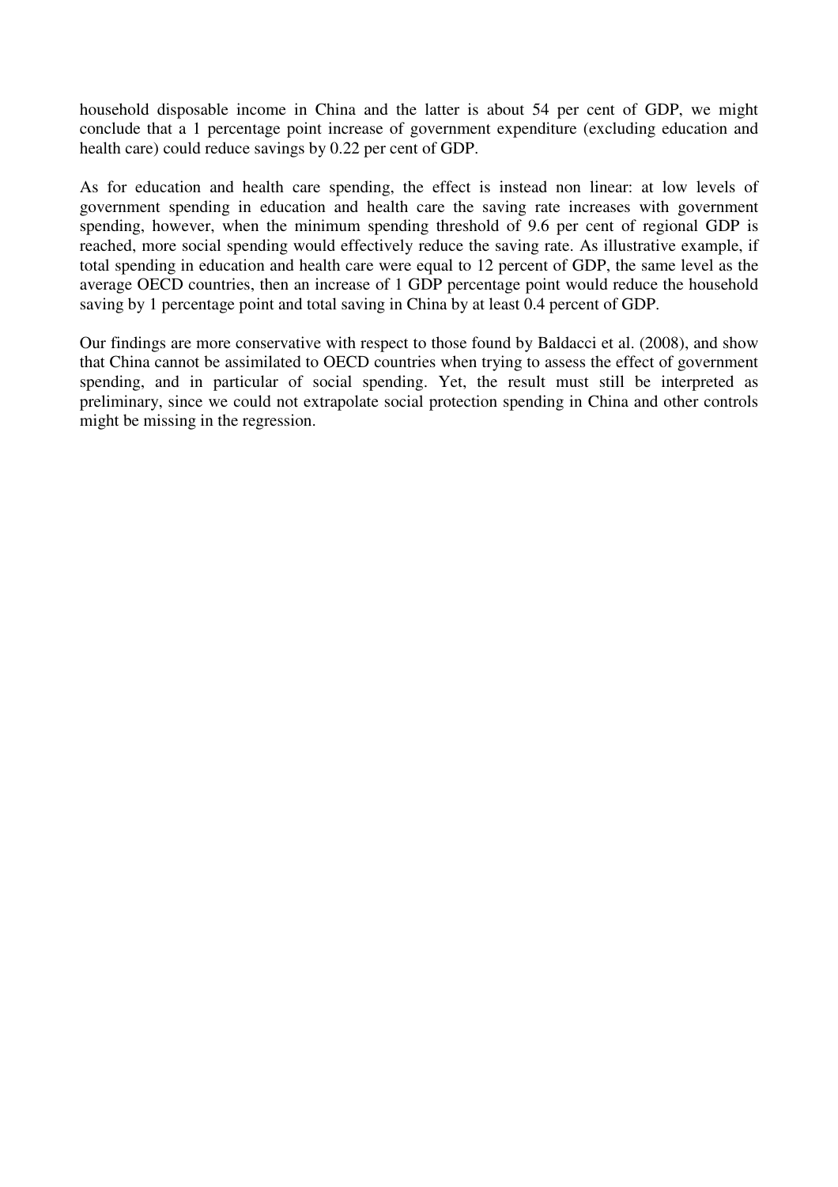household disposable income in China and the latter is about 54 per cent of GDP, we might conclude that a 1 percentage point increase of government expenditure (excluding education and health care) could reduce savings by 0.22 per cent of GDP.

As for education and health care spending, the effect is instead non linear: at low levels of government spending in education and health care the saving rate increases with government spending, however, when the minimum spending threshold of 9.6 per cent of regional GDP is reached, more social spending would effectively reduce the saving rate. As illustrative example, if total spending in education and health care were equal to 12 percent of GDP, the same level as the average OECD countries, then an increase of 1 GDP percentage point would reduce the household saving by 1 percentage point and total saving in China by at least 0.4 percent of GDP.

Our findings are more conservative with respect to those found by Baldacci et al. (2008), and show that China cannot be assimilated to OECD countries when trying to assess the effect of government spending, and in particular of social spending. Yet, the result must still be interpreted as preliminary, since we could not extrapolate social protection spending in China and other controls might be missing in the regression.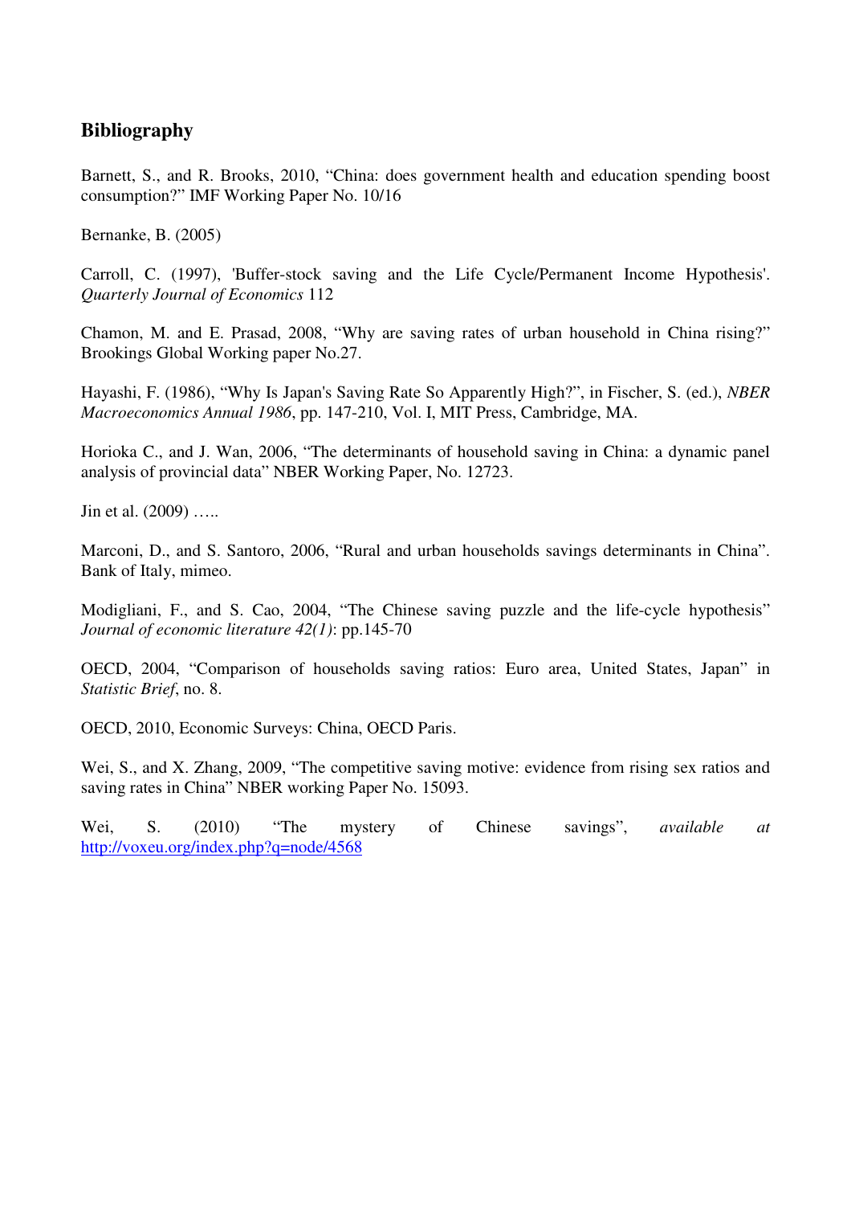## Bibliography

Barnett, S., and R. Brooks, 2010, "China: does government health and education spending boost consumption?" IMF Working Paper No. 10/16

Bernanke, B. (2005)

Carroll, C. (1997), 'Buffer-stock saving and the Life Cycle/Permanent Income Hypothesis'. *Quarterly Journal of Economics* 112

Chamon, M. and E. Prasad, 2008, "Why are saving rates of urban household in China rising?" Brookings Global Working paper No.27.

Hayashi, F. (1986), "Why Is Japan's Saving Rate So Apparently High?", in Fischer, S. (ed.), *NBER Macroeconomics Annual 1986*, pp. 147-210, Vol. I, MIT Press, Cambridge, MA.

Horioka C., and J. Wan, 2006, "The determinants of household saving in China: a dynamic panel analysis of provincial data" NBER Working Paper, No. 12723.

Jin et al. (2009) …..

Marconi, D., and S. Santoro, 2006, "Rural and urban households savings determinants in China". Bank of Italy, mimeo.

Modigliani, F., and S. Cao, 2004, "The Chinese saving puzzle and the life-cycle hypothesis" *Journal of economic literature 42(1)*: pp.145-70

OECD, 2004, "Comparison of households saving ratios: Euro area, United States, Japan" in *Statistic Brief*, no. 8.

OECD, 2010, Economic Surveys: China, OECD Paris.

Wei, S., and X. Zhang, 2009, "The competitive saving motive: evidence from rising sex ratios and saving rates in China" NBER working Paper No. 15093.

Wei, S. (2010) "The mystery of Chinese savings", *available at* http://voxeu.org/index.php?q=node/4568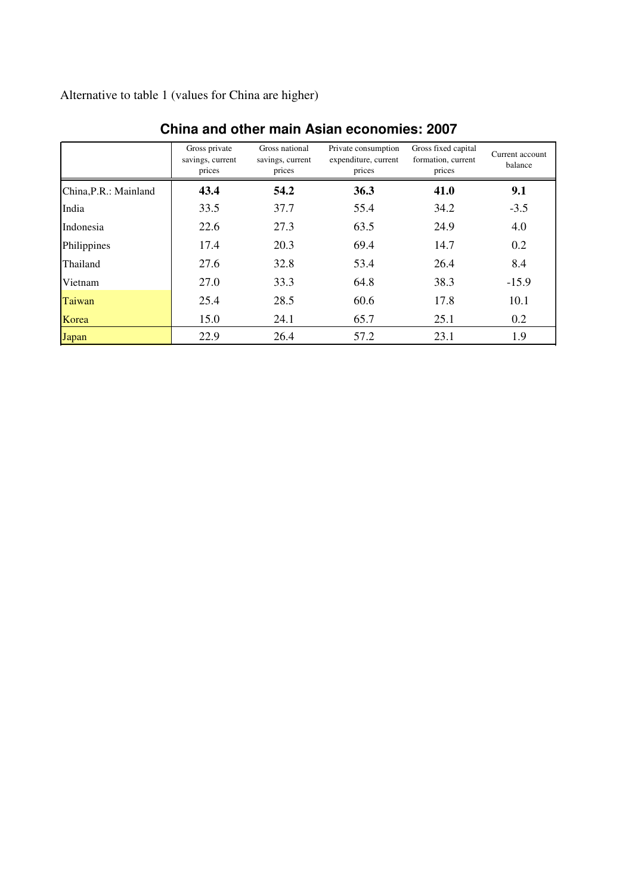Alternative to table 1 (values for China are higher)

## China and other main Asian economies: 2007

| | Gross private savings, current prices | Gross national savings, current prices | Private consumption expenditure, current prices | Gross fixed capital formation, current prices | Current account balance |
|---|---|---|---|---|---|
| China,P.R.: Mainland | **43.4** | **54.2** | **36.3** | **41.0** | **9.1** |
| India | 33.5 | 37.7 | 55.4 | 34.2 | -3.5 |
| Indonesia | 22.6 | 27.3 | 63.5 | 24.9 | 4.0 |
| Philippines | 17.4 | 20.3 | 69.4 | 14.7 | 0.2 |
| Thailand | 27.6 | 32.8 | 53.4 | 26.4 | 8.4 |
| Vietnam | 27.0 | 33.3 | 64.8 | 38.3 | -15.9 |
| Taiwan | 25.4 | 28.5 | 60.6 | 17.8 | 10.1 |
| Korea | 15.0 | 24.1 | 65.7 | 25.1 | 0.2 |
| Japan | 22.9 | 26.4 | 57.2 | 23.1 | 1.9 |